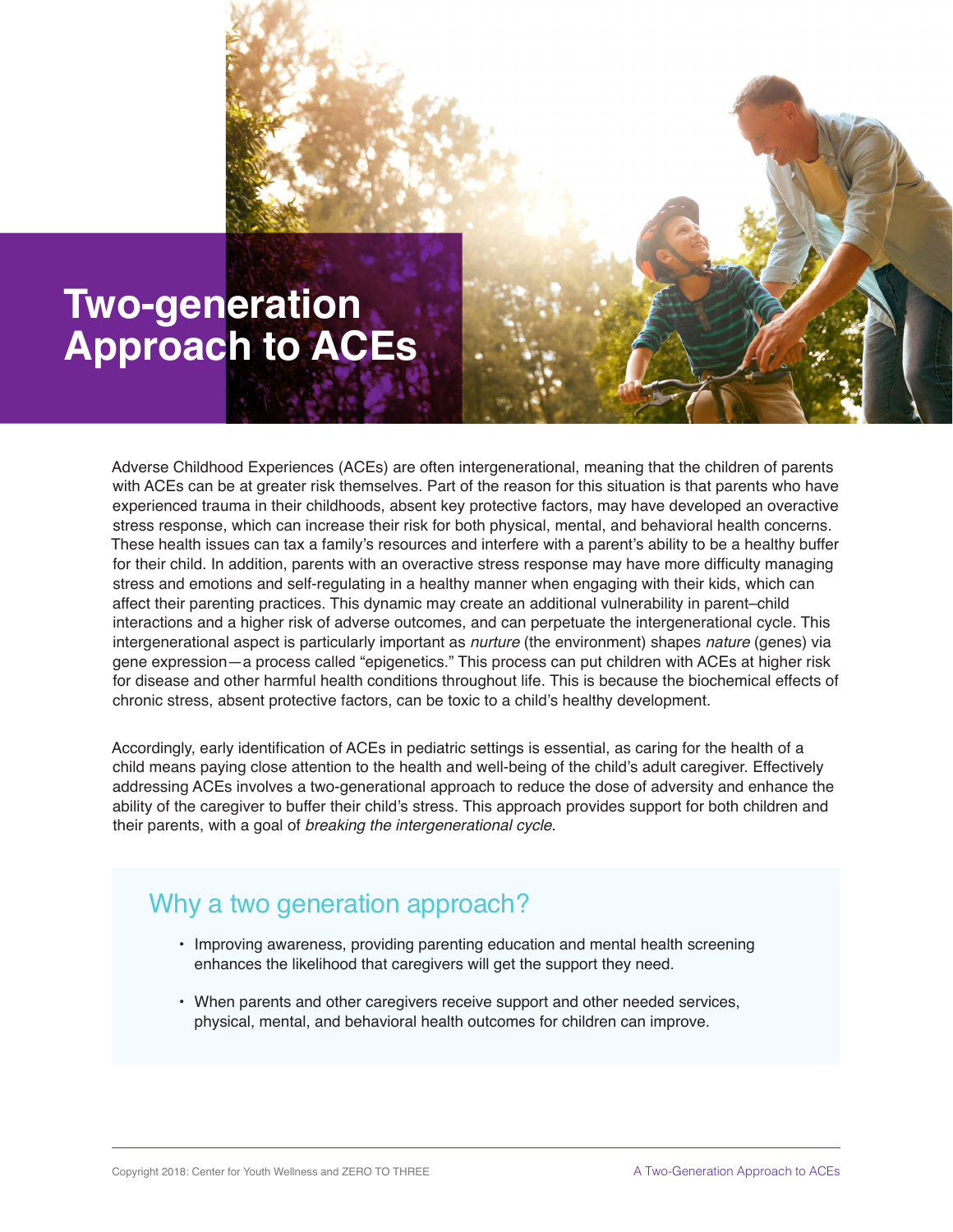# Two-generation Approach to ACEs

Adverse Childhood Experiences (ACEs) are often intergenerational, meaning that the children of parents with ACEs can be at greater risk themselves. Part of the reason for this situation is that parents who have experienced trauma in their childhoods, absent key protective factors, may have developed an overactive stress response, which can increase their risk for both physical, mental, and behavioral health concerns. These health issues can tax a family's resources and interfere with a parent's ability to be a healthy buffer for their child. In addition, parents with an overactive stress response may have more difficulty managing stress and emotions and self-regulating in a healthy manner when engaging with their kids, which can affect their parenting practices. This dynamic may create an additional vulnerability in parent–child interactions and a higher risk of adverse outcomes, and can perpetuate the intergenerational cycle. This intergenerational aspect is particularly important as *nurture* (the environment) shapes *nature* (genes) via gene expression—a process called "epigenetics." This process can put children with ACEs at higher risk for disease and other harmful health conditions throughout life. This is because the biochemical effects of chronic stress, absent protective factors, can be toxic to a child's healthy development.

Accordingly, early identification of ACEs in pediatric settings is essential, as caring for the health of a child means paying close attention to the health and well-being of the child's adult caregiver. Effectively addressing ACEs involves a two-generational approach to reduce the dose of adversity and enhance the ability of the caregiver to buffer their child's stress. This approach provides support for both children and their parents, with a goal of *breaking the intergenerational cycle*.

## Why a two generation approach?

- Improving awareness, providing parenting education and mental health screening enhances the likelihood that caregivers will get the support they need.
- When parents and other caregivers receive support and other needed services, physical, mental, and behavioral health outcomes for children can improve.

Copyright 2018: Center for Youth Wellness and ZERO TO THREE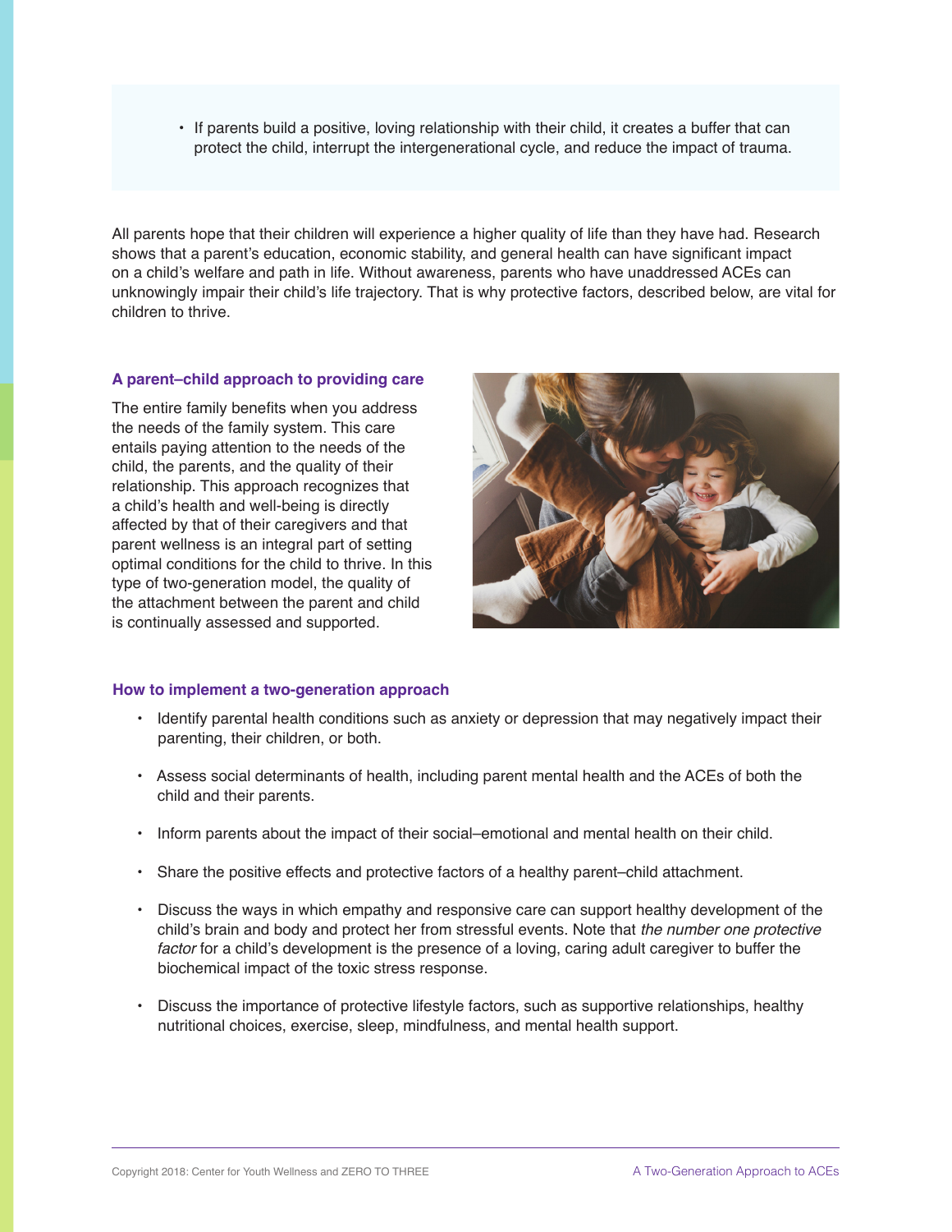- If parents build a positive, loving relationship with their child, it creates a buffer that can protect the child, interrupt the intergenerational cycle, and reduce the impact of trauma.

All parents hope that their children will experience a higher quality of life than they have had. Research shows that a parent's education, economic stability, and general health can have significant impact on a child's welfare and path in life. Without awareness, parents who have unaddressed ACEs can unknowingly impair their child's life trajectory. That is why protective factors, described below, are vital for children to thrive.

### A parent–child approach to providing care

The entire family benefits when you address the needs of the family system. This care entails paying attention to the needs of the child, the parents, and the quality of their relationship. This approach recognizes that a child's health and well-being is directly affected by that of their caregivers and that parent wellness is an integral part of setting optimal conditions for the child to thrive. In this type of two-generation model, the quality of the attachment between the parent and child is continually assessed and supported.

### How to implement a two-generation approach

- Identify parental health conditions such as anxiety or depression that may negatively impact their parenting, their children, or both.
- Assess social determinants of health, including parent mental health and the ACEs of both the child and their parents.
- Inform parents about the impact of their social–emotional and mental health on their child.
- Share the positive effects and protective factors of a healthy parent–child attachment.
- Discuss the ways in which empathy and responsive care can support healthy development of the child's brain and body and protect her from stressful events. Note that *the number one protective factor* for a child's development is the presence of a loving, caring adult caregiver to buffer the biochemical impact of the toxic stress response.
- Discuss the importance of protective lifestyle factors, such as supportive relationships, healthy nutritional choices, exercise, sleep, mindfulness, and mental health support.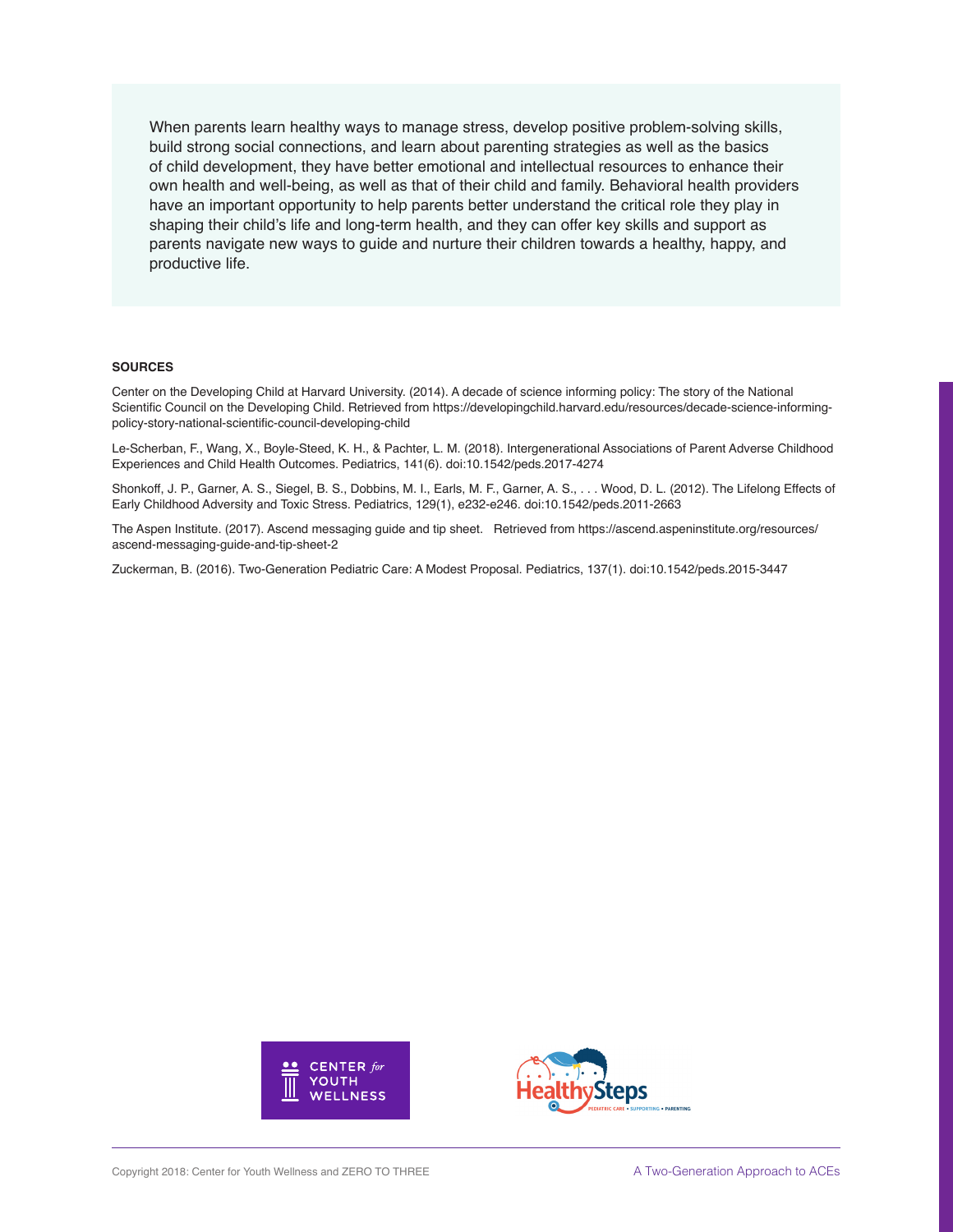When parents learn healthy ways to manage stress, develop positive problem-solving skills, build strong social connections, and learn about parenting strategies as well as the basics of child development, they have better emotional and intellectual resources to enhance their own health and well-being, as well as that of their child and family. Behavioral health providers have an important opportunity to help parents better understand the critical role they play in shaping their child's life and long-term health, and they can offer key skills and support as parents navigate new ways to guide and nurture their children towards a healthy, happy, and productive life.

**SOURCES**

Center on the Developing Child at Harvard University. (2014). A decade of science informing policy: The story of the National Scientific Council on the Developing Child. Retrieved from https://developingchild.harvard.edu/resources/decade-science-informing-policy-story-national-scientific-council-developing-child

Le-Scherban, F., Wang, X., Boyle-Steed, K. H., & Pachter, L. M. (2018). Intergenerational Associations of Parent Adverse Childhood Experiences and Child Health Outcomes. Pediatrics, 141(6). doi:10.1542/peds.2017-4274

Shonkoff, J. P., Garner, A. S., Siegel, B. S., Dobbins, M. I., Earls, M. F., Garner, A. S., . . . Wood, D. L. (2012). The Lifelong Effects of Early Childhood Adversity and Toxic Stress. Pediatrics, 129(1), e232-e246. doi:10.1542/peds.2011-2663

The Aspen Institute. (2017). Ascend messaging guide and tip sheet. Retrieved from https://ascend.aspeninstitute.org/resources/ascend-messaging-guide-and-tip-sheet-2

Zuckerman, B. (2016). Two-Generation Pediatric Care: A Modest Proposal. Pediatrics, 137(1). doi:10.1542/peds.2015-3447

CENTER *for* YOUTH WELLNESS

HealthySteps
PEDIATRIC CARE • SUPPORTING • PARENTING

Copyright 2018: Center for Youth Wellness and ZERO TO THREE